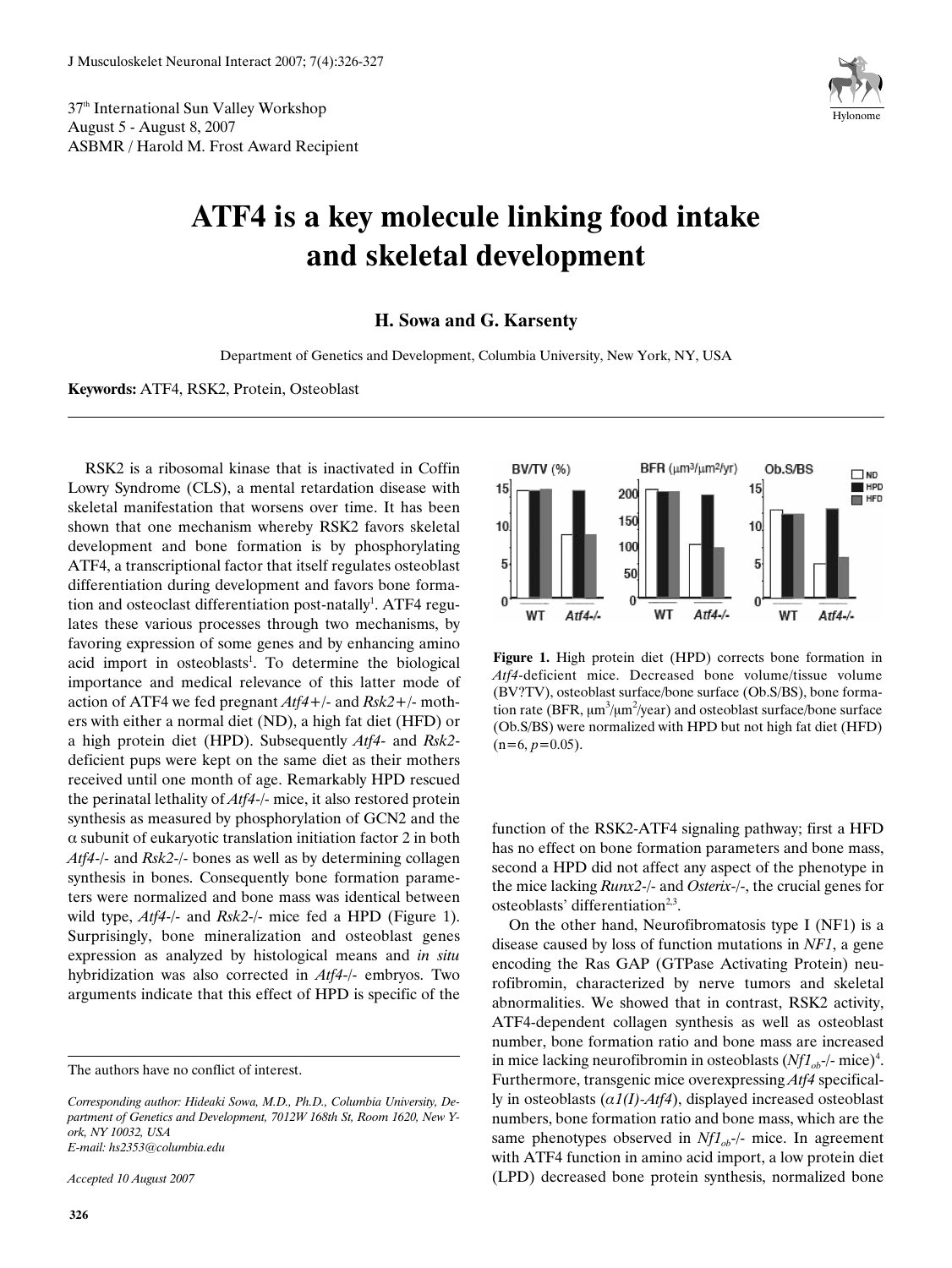37th International Sun Valley Workshop
August 5 - August 8, 2007
ASBMR / Harold M. Frost Award Recipient

# ATF4 is a key molecule linking food intake and skeletal development

**H. Sowa and G. Karsenty**

Department of Genetics and Development, Columbia University, New York, NY, USA

**Keywords:** ATF4, RSK2, Protein, Osteoblast

---

RSK2 is a ribosomal kinase that is inactivated in Coffin Lowry Syndrome (CLS), a mental retardation disease with skeletal manifestation that worsens over time. It has been shown that one mechanism whereby RSK2 favors skeletal development and bone formation is by phosphorylating ATF4, a transcriptional factor that itself regulates osteoblast differentiation during development and favors bone formation and osteoclast differentiation post-natally[1]. ATF4 regulates these various processes through two mechanisms, by favoring expression of some genes and by enhancing amino acid import in osteoblasts[1]. To determine the biological importance and medical relevance of this latter mode of action of ATF4 we fed pregnant *Atf4*+/- and *Rsk2*+/- mothers with either a normal diet (ND), a high fat diet (HFD) or a high protein diet (HPD). Subsequently *Atf4*- and *Rsk2*-deficient pups were kept on the same diet as their mothers received until one month of age. Remarkably HPD rescued the perinatal lethality of *Atf4*-/- mice, it also restored protein synthesis as measured by phosphorylation of GCN2 and the α subunit of eukaryotic translation initiation factor 2 in both *Atf4*-/- and *Rsk2*-/- bones as well as by determining collagen synthesis in bones. Consequently bone formation parameters were normalized and bone mass was identical between wild type, *Atf4*-/- and *Rsk2*-/- mice fed a HPD (Figure 1). Surprisingly, bone mineralization and osteoblast genes expression as analyzed by histological means and *in situ* hybridization was also corrected in *Atf4*-/- embryos. Two arguments indicate that this effect of HPD is specific of the function of the RSK2-ATF4 signaling pathway; first a HFD has no effect on bone formation parameters and bone mass, second a HPD did not affect any aspect of the phenotype in the mice lacking *Runx2*-/- and *Osterix*-/-, the crucial genes for osteoblasts' differentiation[2,3].

**Figure 1.** High protein diet (HPD) corrects bone formation in *Atf4*-deficient mice. Decreased bone volume/tissue volume (BV?TV), osteoblast surface/bone surface (Ob.S/BS), bone formation rate (BFR, $\mu m^3/\mu m^2$/year) and osteoblast surface/bone surface (Ob.S/BS) were normalized with HPD but not high fat diet (HFD) ($n=6$, $p=0.05$).

On the other hand, Neurofibromatosis type I (NF1) is a disease caused by loss of function mutations in *NF1*, a gene encoding the Ras GAP (GTPase Activating Protein) neurofibromin, characterized by nerve tumors and skeletal abnormalities. We showed that in contrast, RSK2 activity, ATF4-dependent collagen synthesis as well as osteoblast number, bone formation ratio and bone mass are increased in mice lacking neurofibromin in osteoblasts ($Nf1_{ob}$-/- mice)[4]. Furthermore, transgenic mice overexpressing *Atf4* specifically in osteoblasts (*α1(I)-Atf4*), displayed increased osteoblast numbers, bone formation ratio and bone mass, which are the same phenotypes observed in $Nf1_{ob}$-/- mice. In agreement with ATF4 function in amino acid import, a low protein diet (LPD) decreased bone protein synthesis, normalized bone

---

The authors have no conflict of interest.

*Corresponding author: Hideaki Sowa, M.D., Ph.D., Columbia University, Department of Genetics and Development, 7012W 168th St, Room 1620, New York, NY 10032, USA*
*E-mail: hs2353@columbia.edu*

*Accepted 10 August 2007*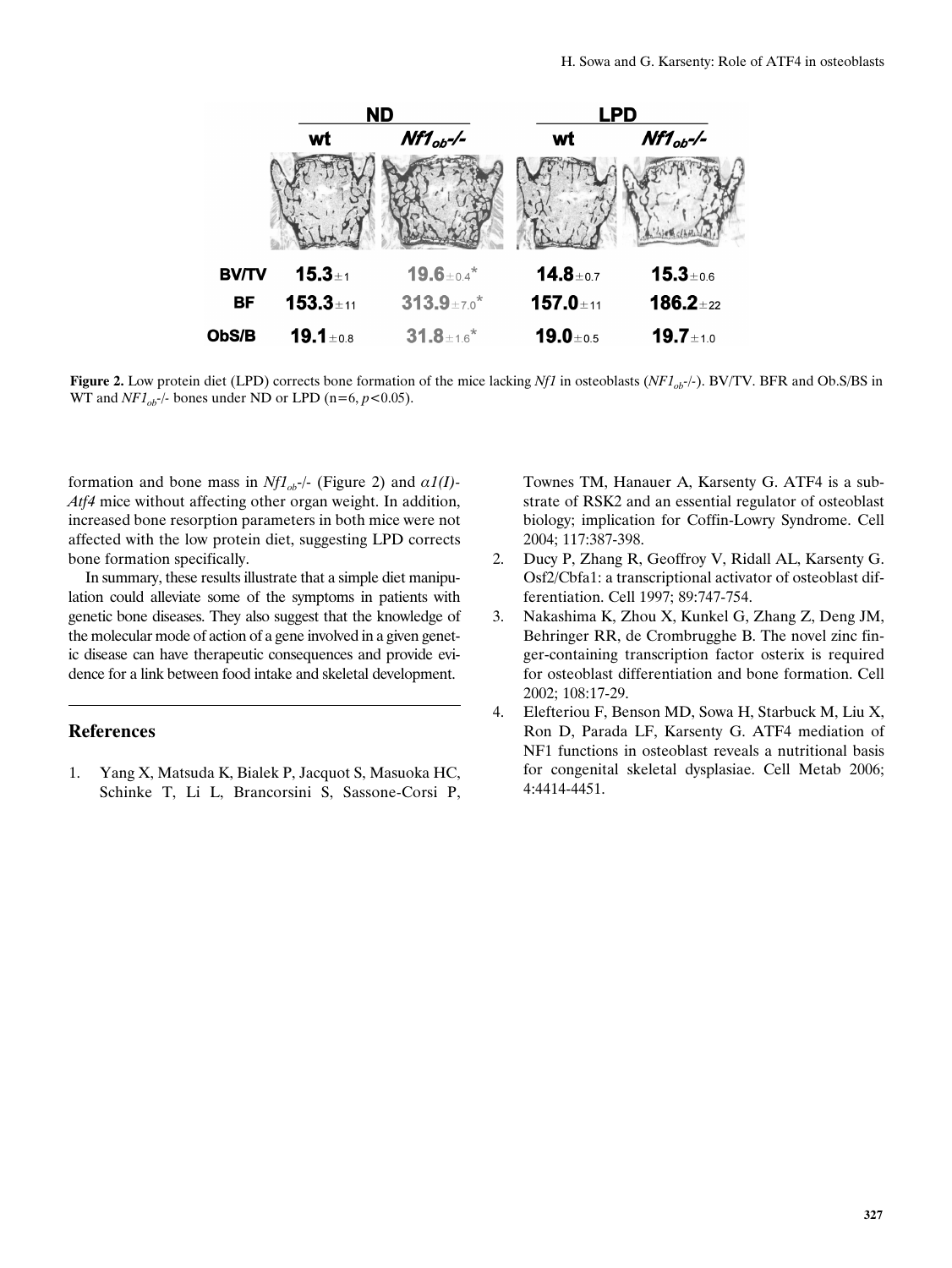ND

LPD

wt

$Nf1_{ob}$-/-

wt

$Nf1_{ob}$-/-

BV/TV 15.3±1 19.6±0.4* 14.8±0.7 15.3±0.6

BF 153.3±11 313.9±7.0* 157.0±11 186.2±22

ObS/B 19.1±0.8 31.8±1.6* 19.0±0.5 19.7±1.0

**Figure 2.** Low protein diet (LPD) corrects bone formation of the mice lacking *Nf1* in osteoblasts ($NF1_{ob}$-/-). BV/TV. BFR and Ob.S/BS in WT and $NF1_{ob}$-/- bones under ND or LPD (n=6, $p<0.05$).

formation and bone mass in $Nf1_{ob}$-/- (Figure 2) and *α1(I)-Atf4* mice without affecting other organ weight. In addition, increased bone resorption parameters in both mice were not affected with the low protein diet, suggesting LPD corrects bone formation specifically.

In summary, these results illustrate that a simple diet manipulation could alleviate some of the symptoms in patients with genetic bone diseases. They also suggest that the knowledge of the molecular mode of action of a gene involved in a given genetic disease can have therapeutic consequences and provide evidence for a link between food intake and skeletal development.

## References

1. Yang X, Matsuda K, Bialek P, Jacquot S, Masuoka HC, Schinke T, Li L, Brancorsini S, Sassone-Corsi P, Townes TM, Hanauer A, Karsenty G. ATF4 is a substrate of RSK2 and an essential regulator of osteoblast biology; implication for Coffin-Lowry Syndrome. Cell 2004; 117:387-398.
2. Ducy P, Zhang R, Geoffroy V, Ridall AL, Karsenty G. Osf2/Cbfa1: a transcriptional activator of osteoblast differentiation. Cell 1997; 89:747-754.
3. Nakashima K, Zhou X, Kunkel G, Zhang Z, Deng JM, Behringer RR, de Crombrugghe B. The novel zinc finger-containing transcription factor osterix is required for osteoblast differentiation and bone formation. Cell 2002; 108:17-29.
4. Elefteriou F, Benson MD, Sowa H, Starbuck M, Liu X, Ron D, Parada LF, Karsenty G. ATF4 mediation of NF1 functions in osteoblast reveals a nutritional basis for congenital skeletal dysplasiae. Cell Metab 2006; 4:4414-4451.